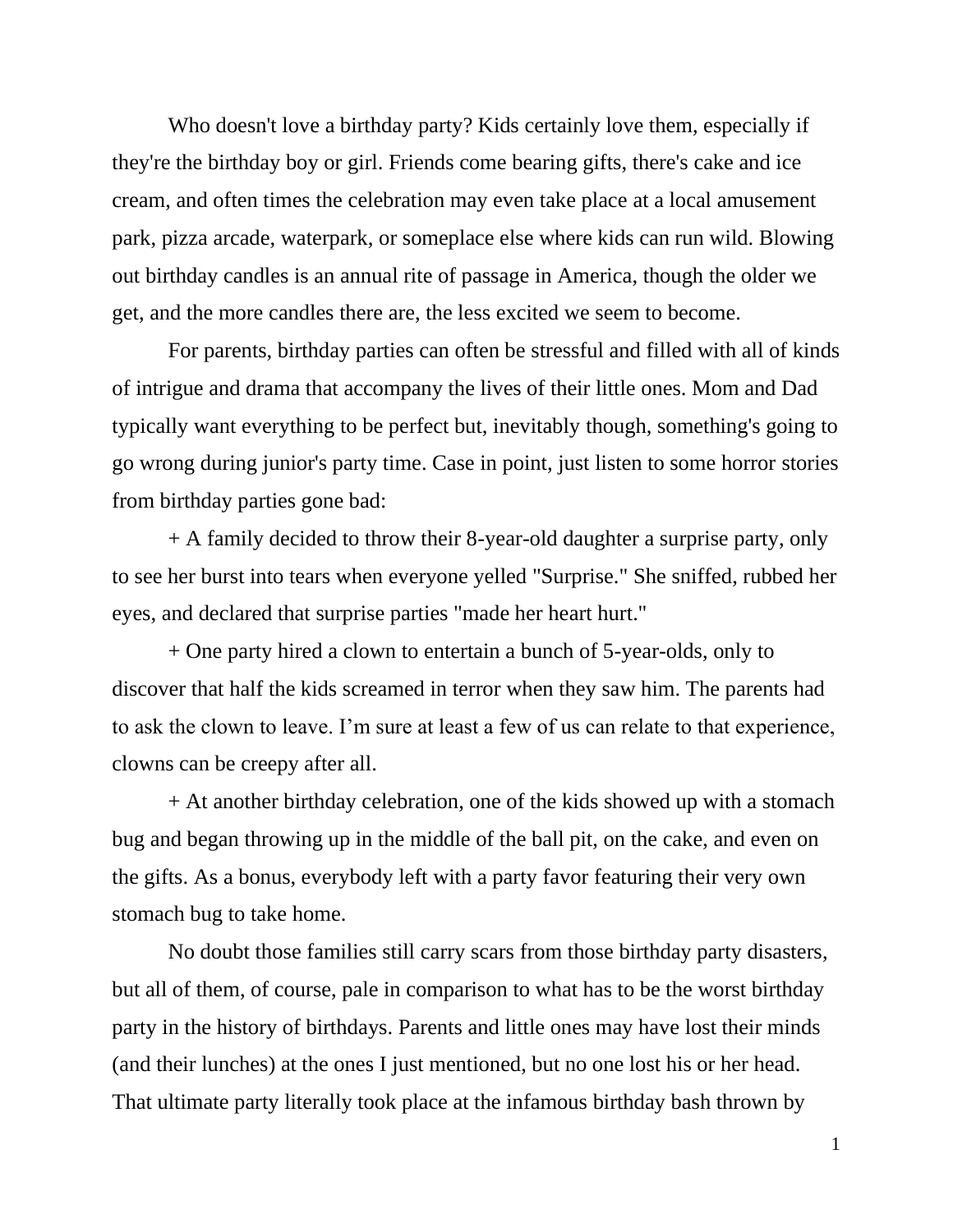Who doesn't love a birthday party? Kids certainly love them, especially if they're the birthday boy or girl. Friends come bearing gifts, there's cake and ice cream, and often times the celebration may even take place at a local amusement park, pizza arcade, waterpark, or someplace else where kids can run wild. Blowing out birthday candles is an annual rite of passage in America, though the older we get, and the more candles there are, the less excited we seem to become.

For parents, birthday parties can often be stressful and filled with all of kinds of intrigue and drama that accompany the lives of their little ones. Mom and Dad typically want everything to be perfect but, inevitably though, something's going to go wrong during junior's party time. Case in point, just listen to some horror stories from birthday parties gone bad:

+ A family decided to throw their 8-year-old daughter a surprise party, only to see her burst into tears when everyone yelled "Surprise." She sniffed, rubbed her eyes, and declared that surprise parties "made her heart hurt."

+ One party hired a clown to entertain a bunch of 5-year-olds, only to discover that half the kids screamed in terror when they saw him. The parents had to ask the clown to leave. I'm sure at least a few of us can relate to that experience, clowns can be creepy after all.

+ At another birthday celebration, one of the kids showed up with a stomach bug and began throwing up in the middle of the ball pit, on the cake, and even on the gifts. As a bonus, everybody left with a party favor featuring their very own stomach bug to take home.

No doubt those families still carry scars from those birthday party disasters, but all of them, of course, pale in comparison to what has to be the worst birthday party in the history of birthdays. Parents and little ones may have lost their minds (and their lunches) at the ones I just mentioned, but no one lost his or her head. That ultimate party literally took place at the infamous birthday bash thrown by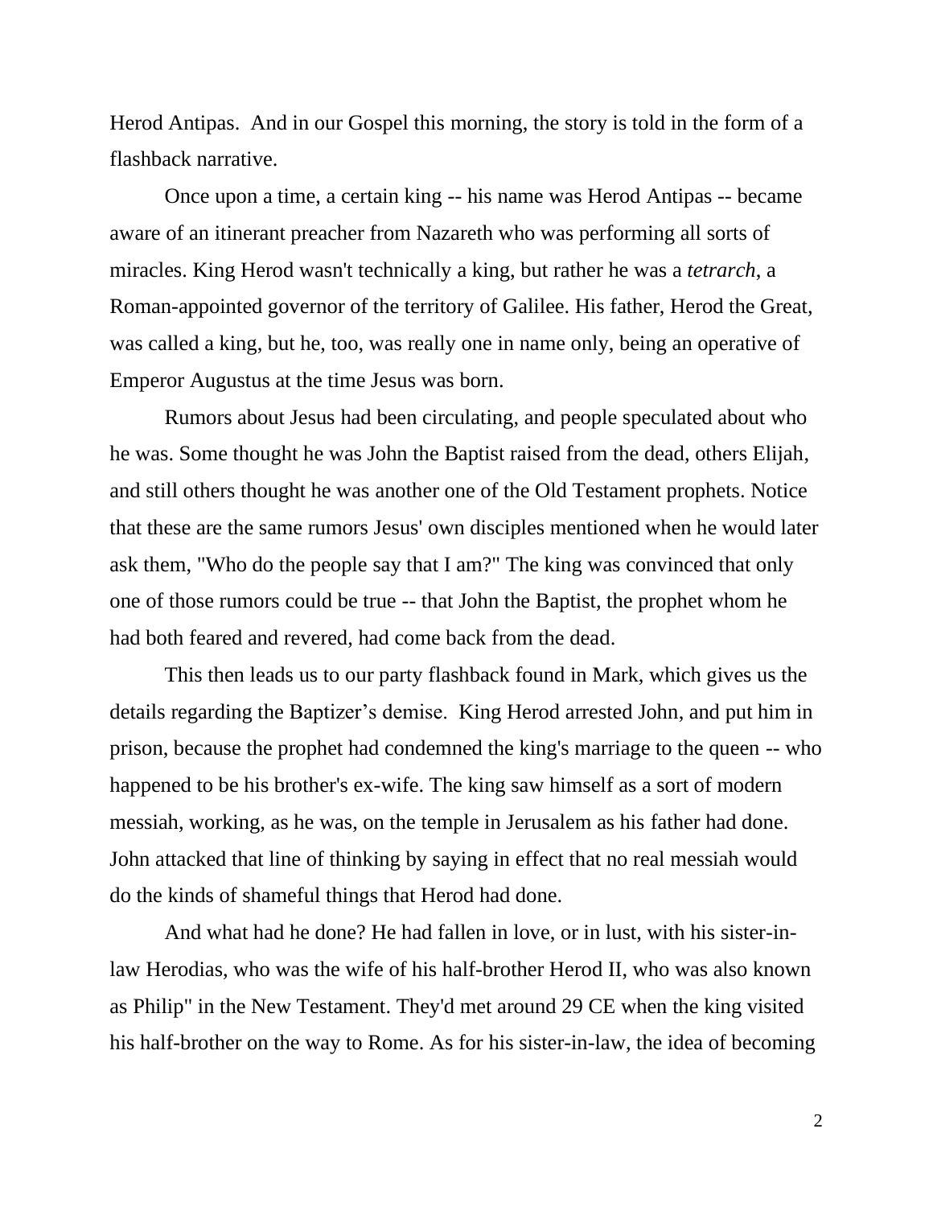Herod Antipas. And in our Gospel this morning, the story is told in the form of a flashback narrative.

Once upon a time, a certain king -- his name was Herod Antipas -- became aware of an itinerant preacher from Nazareth who was performing all sorts of miracles. King Herod wasn't technically a king, but rather he was a *tetrarch*, a Roman-appointed governor of the territory of Galilee. His father, Herod the Great, was called a king, but he, too, was really one in name only, being an operative of Emperor Augustus at the time Jesus was born.

Rumors about Jesus had been circulating, and people speculated about who he was. Some thought he was John the Baptist raised from the dead, others Elijah, and still others thought he was another one of the Old Testament prophets. Notice that these are the same rumors Jesus' own disciples mentioned when he would later ask them, "Who do the people say that I am?" The king was convinced that only one of those rumors could be true -- that John the Baptist, the prophet whom he had both feared and revered, had come back from the dead.

This then leads us to our party flashback found in Mark, which gives us the details regarding the Baptizer's demise. King Herod arrested John, and put him in prison, because the prophet had condemned the king's marriage to the queen -- who happened to be his brother's ex-wife. The king saw himself as a sort of modern messiah, working, as he was, on the temple in Jerusalem as his father had done. John attacked that line of thinking by saying in effect that no real messiah would do the kinds of shameful things that Herod had done.

And what had he done? He had fallen in love, or in lust, with his sister-in-law Herodias, who was the wife of his half-brother Herod II, who was also known as Philip" in the New Testament. They'd met around 29 CE when the king visited his half-brother on the way to Rome. As for his sister-in-law, the idea of becoming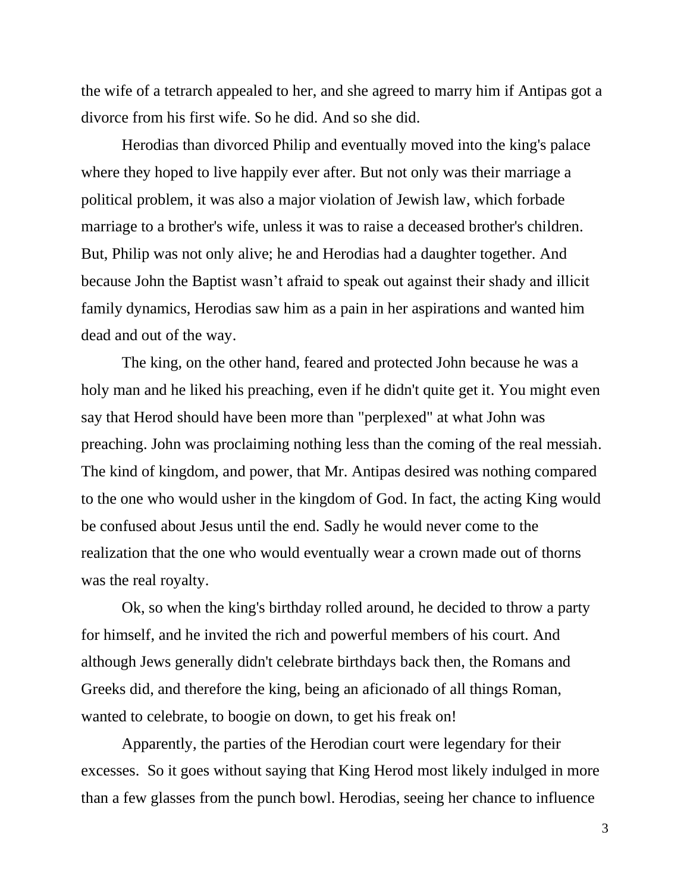the wife of a tetrarch appealed to her, and she agreed to marry him if Antipas got a divorce from his first wife. So he did. And so she did.

Herodias than divorced Philip and eventually moved into the king's palace where they hoped to live happily ever after. But not only was their marriage a political problem, it was also a major violation of Jewish law, which forbade marriage to a brother's wife, unless it was to raise a deceased brother's children. But, Philip was not only alive; he and Herodias had a daughter together. And because John the Baptist wasn't afraid to speak out against their shady and illicit family dynamics, Herodias saw him as a pain in her aspirations and wanted him dead and out of the way.

The king, on the other hand, feared and protected John because he was a holy man and he liked his preaching, even if he didn't quite get it. You might even say that Herod should have been more than "perplexed" at what John was preaching. John was proclaiming nothing less than the coming of the real messiah. The kind of kingdom, and power, that Mr. Antipas desired was nothing compared to the one who would usher in the kingdom of God. In fact, the acting King would be confused about Jesus until the end. Sadly he would never come to the realization that the one who would eventually wear a crown made out of thorns was the real royalty.

Ok, so when the king's birthday rolled around, he decided to throw a party for himself, and he invited the rich and powerful members of his court. And although Jews generally didn't celebrate birthdays back then, the Romans and Greeks did, and therefore the king, being an aficionado of all things Roman, wanted to celebrate, to boogie on down, to get his freak on!

Apparently, the parties of the Herodian court were legendary for their excesses. So it goes without saying that King Herod most likely indulged in more than a few glasses from the punch bowl. Herodias, seeing her chance to influence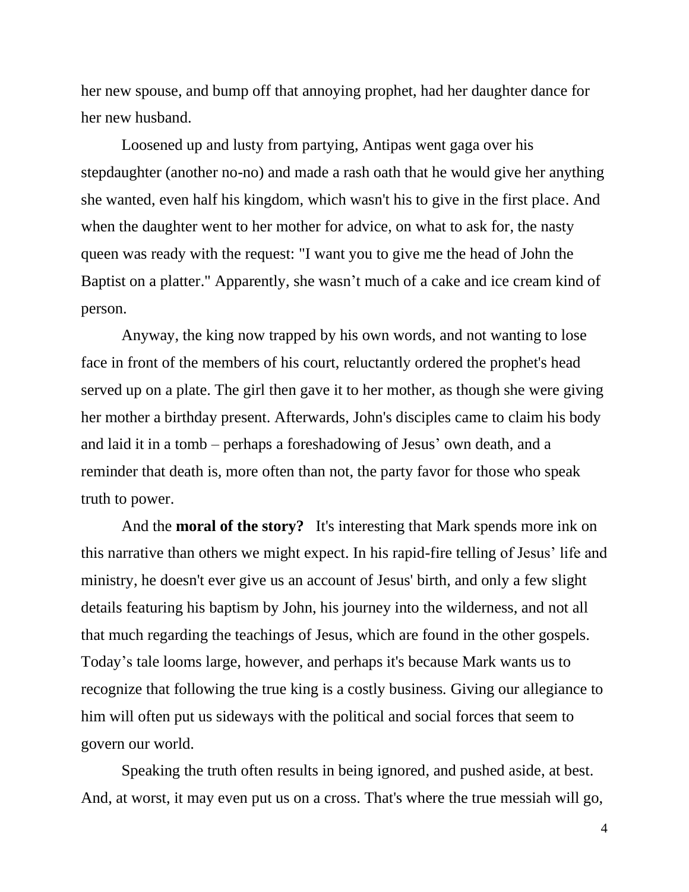her new spouse, and bump off that annoying prophet, had her daughter dance for her new husband.

Loosened up and lusty from partying, Antipas went gaga over his stepdaughter (another no-no) and made a rash oath that he would give her anything she wanted, even half his kingdom, which wasn't his to give in the first place. And when the daughter went to her mother for advice, on what to ask for, the nasty queen was ready with the request: "I want you to give me the head of John the Baptist on a platter." Apparently, she wasn't much of a cake and ice cream kind of person.

Anyway, the king now trapped by his own words, and not wanting to lose face in front of the members of his court, reluctantly ordered the prophet's head served up on a plate. The girl then gave it to her mother, as though she were giving her mother a birthday present. Afterwards, John's disciples came to claim his body and laid it in a tomb – perhaps a foreshadowing of Jesus' own death, and a reminder that death is, more often than not, the party favor for those who speak truth to power.

And the **moral of the story?** It's interesting that Mark spends more ink on this narrative than others we might expect. In his rapid-fire telling of Jesus' life and ministry, he doesn't ever give us an account of Jesus' birth, and only a few slight details featuring his baptism by John, his journey into the wilderness, and not all that much regarding the teachings of Jesus, which are found in the other gospels. Today's tale looms large, however, and perhaps it's because Mark wants us to recognize that following the true king is a costly business. Giving our allegiance to him will often put us sideways with the political and social forces that seem to govern our world.

Speaking the truth often results in being ignored, and pushed aside, at best. And, at worst, it may even put us on a cross. That's where the true messiah will go,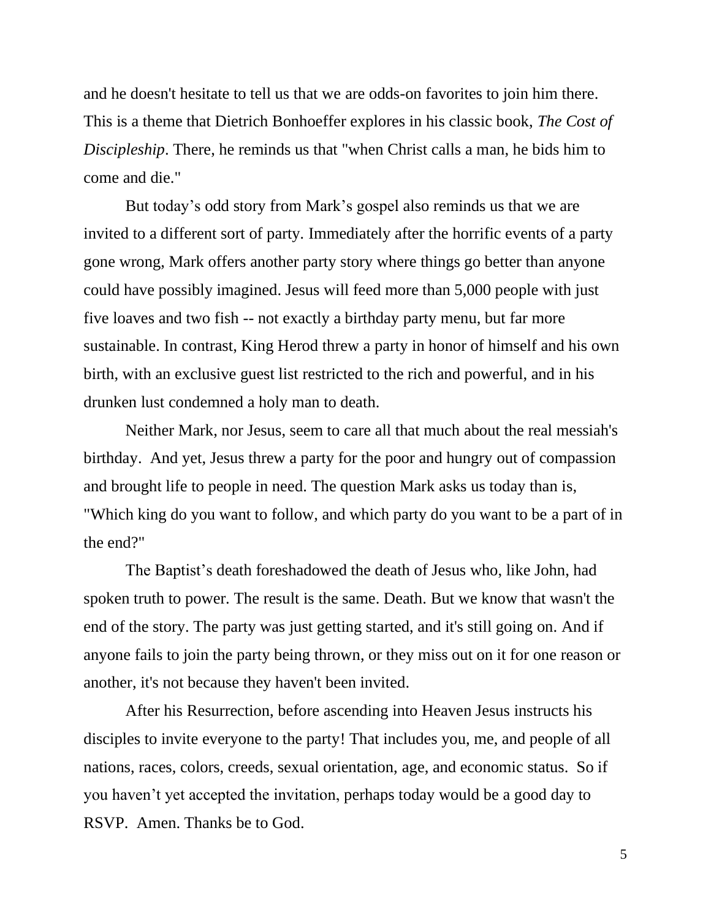and he doesn't hesitate to tell us that we are odds-on favorites to join him there. This is a theme that Dietrich Bonhoeffer explores in his classic book, *The Cost of Discipleship*. There, he reminds us that "when Christ calls a man, he bids him to come and die."

But today's odd story from Mark's gospel also reminds us that we are invited to a different sort of party. Immediately after the horrific events of a party gone wrong, Mark offers another party story where things go better than anyone could have possibly imagined. Jesus will feed more than 5,000 people with just five loaves and two fish -- not exactly a birthday party menu, but far more sustainable. In contrast, King Herod threw a party in honor of himself and his own birth, with an exclusive guest list restricted to the rich and powerful, and in his drunken lust condemned a holy man to death.

Neither Mark, nor Jesus, seem to care all that much about the real messiah's birthday. And yet, Jesus threw a party for the poor and hungry out of compassion and brought life to people in need. The question Mark asks us today than is, "Which king do you want to follow, and which party do you want to be a part of in the end?"

The Baptist's death foreshadowed the death of Jesus who, like John, had spoken truth to power. The result is the same. Death. But we know that wasn't the end of the story. The party was just getting started, and it's still going on. And if anyone fails to join the party being thrown, or they miss out on it for one reason or another, it's not because they haven't been invited.

After his Resurrection, before ascending into Heaven Jesus instructs his disciples to invite everyone to the party! That includes you, me, and people of all nations, races, colors, creeds, sexual orientation, age, and economic status. So if you haven't yet accepted the invitation, perhaps today would be a good day to RSVP. Amen. Thanks be to God.